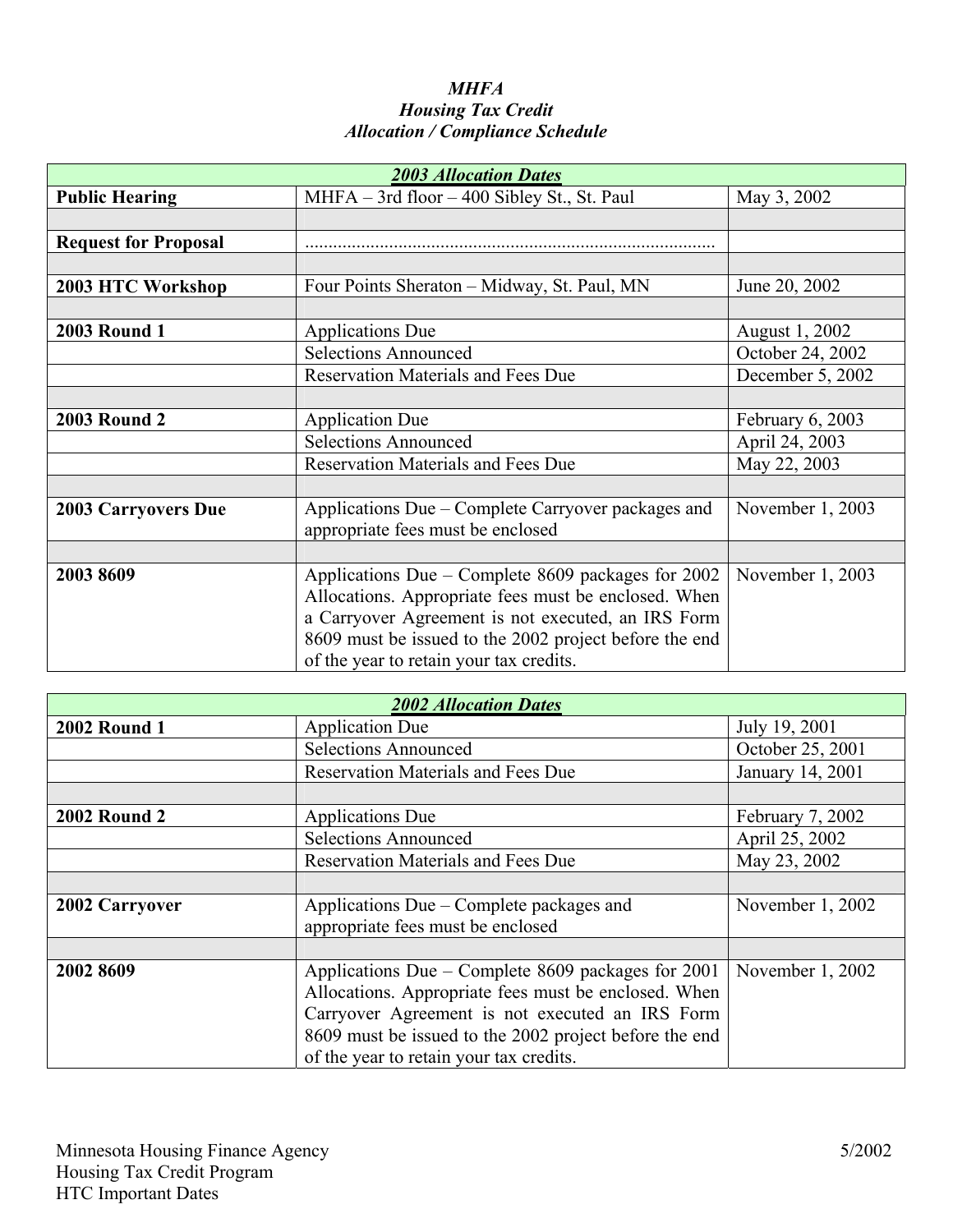*MHFA*
*Housing Tax Credit*
*Allocation / Compliance Schedule*

| ***2003 Allocation Dates*** | | |
|---|---|---|
| **Public Hearing** | MHFA – 3rd floor – 400 Sibley St., St. Paul | May 3, 2002 |
| | | |
| **Request for Proposal** | ........................................................................................ | |
| | | |
| **2003 HTC Workshop** | Four Points Sheraton – Midway, St. Paul, MN | June 20, 2002 |
| | | |
| **2003 Round 1** | Applications Due | August 1, 2002 |
| | Selections Announced | October 24, 2002 |
| | Reservation Materials and Fees Due | December 5, 2002 |
| | | |
| **2003 Round 2** | Application Due | February 6, 2003 |
| | Selections Announced | April 24, 2003 |
| | Reservation Materials and Fees Due | May 22, 2003 |
| | | |
| **2003 Carryovers Due** | Applications Due – Complete Carryover packages and appropriate fees must be enclosed | November 1, 2003 |
| | | |
| **2003 8609** | Applications Due – Complete 8609 packages for 2002 Allocations. Appropriate fees must be enclosed. When a Carryover Agreement is not executed, an IRS Form 8609 must be issued to the 2002 project before the end of the year to retain your tax credits. | November 1, 2003 |

| ***2002 Allocation Dates*** | | |
|---|---|---|
| **2002 Round 1** | Application Due | July 19, 2001 |
| | Selections Announced | October 25, 2001 |
| | Reservation Materials and Fees Due | January 14, 2001 |
| | | |
| **2002 Round 2** | Applications Due | February 7, 2002 |
| | Selections Announced | April 25, 2002 |
| | Reservation Materials and Fees Due | May 23, 2002 |
| | | |
| **2002 Carryover** | Applications Due – Complete packages and appropriate fees must be enclosed | November 1, 2002 |
| | | |
| **2002 8609** | Applications Due – Complete 8609 packages for 2001 Allocations. Appropriate fees must be enclosed. When Carryover Agreement is not executed an IRS Form 8609 must be issued to the 2002 project before the end of the year to retain your tax credits. | November 1, 2002 |

Minnesota Housing Finance Agency
Housing Tax Credit Program
HTC Important Dates

5/2002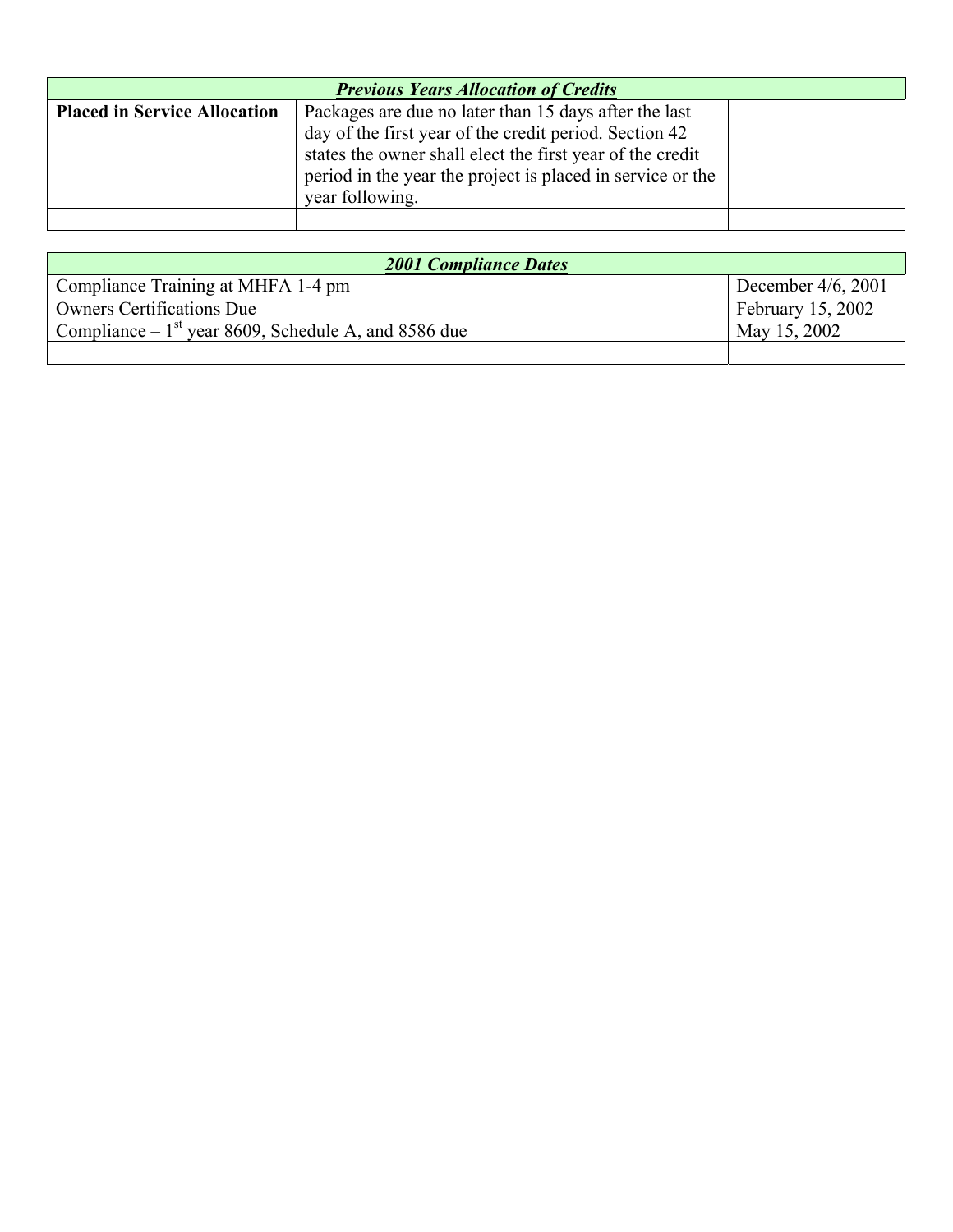| ***Previous Years Allocation of Credits*** | | |
|---|---|---|
| **Placed in Service Allocation** | Packages are due no later than 15 days after the last day of the first year of the credit period. Section 42 states the owner shall elect the first year of the credit period in the year the project is placed in service or the year following. | |
| | | |

| ***2001 Compliance Dates*** | |
|---|---|
| Compliance Training at MHFA 1-4 pm | December 4/6, 2001 |
| Owners Certifications Due | February 15, 2002 |
| Compliance – 1st year 8609, Schedule A, and 8586 due | May 15, 2002 |
| | |